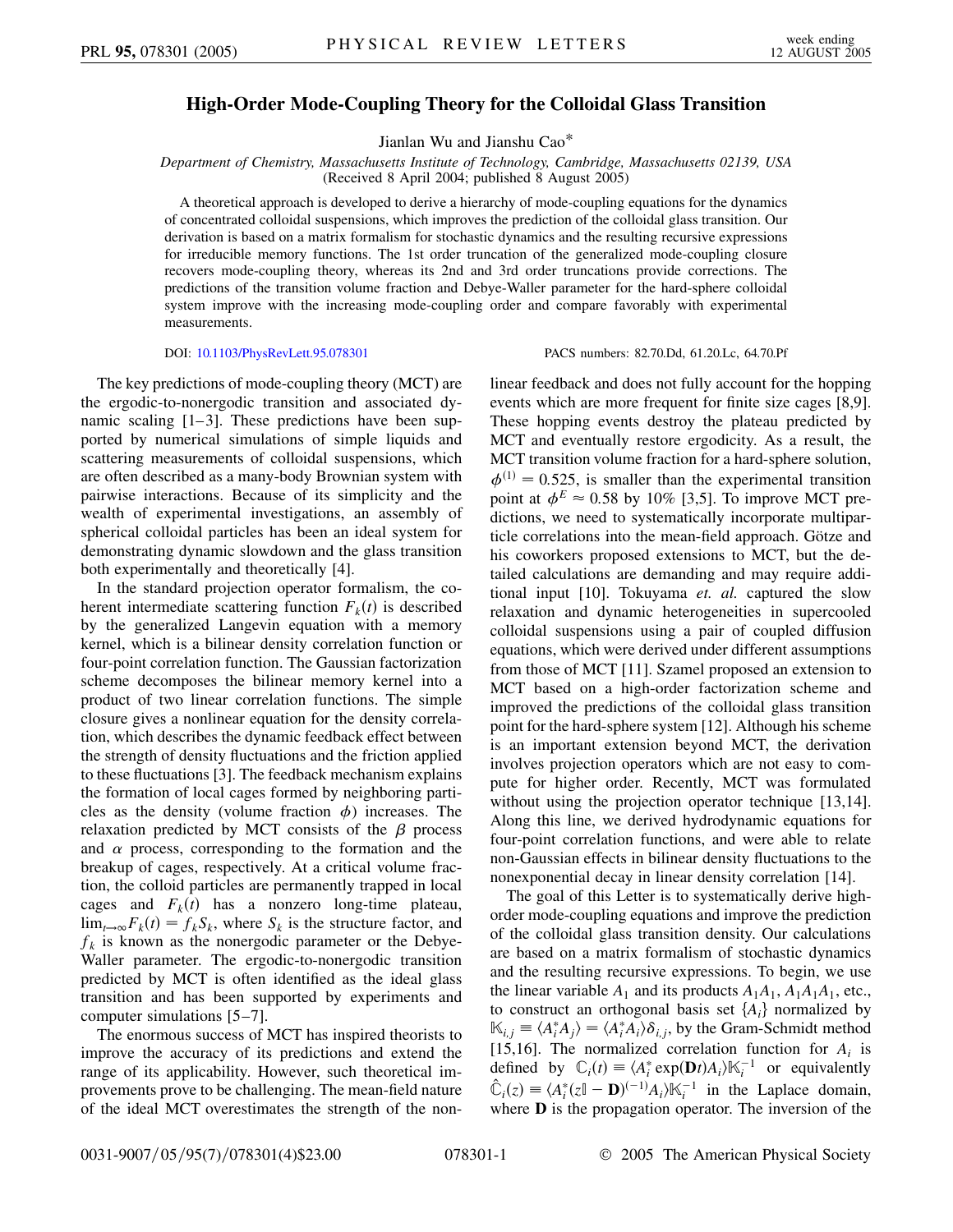# High-Order Mode-Coupling Theory for the Colloidal Glass Transition

Jianlan Wu and Jianshu Cao*

*Department of Chemistry, Massachusetts Institute of Technology, Cambridge, Massachusetts 02139, USA*
(Received 8 April 2004; published 8 August 2005)

A theoretical approach is developed to derive a hierarchy of mode-coupling equations for the dynamics of concentrated colloidal suspensions, which improves the prediction of the colloidal glass transition. Our derivation is based on a matrix formalism for stochastic dynamics and the resulting recursive expressions for irreducible memory functions. The 1st order truncation of the generalized mode-coupling closure recovers mode-coupling theory, whereas its 2nd and 3rd order truncations provide corrections. The predictions of the transition volume fraction and Debye-Waller parameter for the hard-sphere colloidal system improve with the increasing mode-coupling order and compare favorably with experimental measurements.

DOI: 10.1103/PhysRevLett.95.078301 PACS numbers: 82.70.Dd, 61.20.Lc, 64.70.Pf

The key predictions of mode-coupling theory (MCT) are the ergodic-to-nonergodic transition and associated dynamic scaling [1–3]. These predictions have been supported by numerical simulations of simple liquids and scattering measurements of colloidal suspensions, which are often described as a many-body Brownian system with pairwise interactions. Because of its simplicity and the wealth of experimental investigations, an assembly of spherical colloidal particles has been an ideal system for demonstrating dynamic slowdown and the glass transition both experimentally and theoretically [4].

In the standard projection operator formalism, the coherent intermediate scattering function $F_k(t)$ is described by the generalized Langevin equation with a memory kernel, which is a bilinear density correlation function or four-point correlation function. The Gaussian factorization scheme decomposes the bilinear memory kernel into a product of two linear correlation functions. The simple closure gives a nonlinear equation for the density correlation, which describes the dynamic feedback effect between the strength of density fluctuations and the friction applied to these fluctuations [3]. The feedback mechanism explains the formation of local cages formed by neighboring particles as the density (volume fraction $\phi$) increases. The relaxation predicted by MCT consists of the $\beta$ process and $\alpha$ process, corresponding to the formation and the breakup of cages, respectively. At a critical volume fraction, the colloid particles are permanently trapped in local cages and $F_k(t)$ has a nonzero long-time plateau, $\lim_{t\to\infty} F_k(t) = f_k S_k$, where $S_k$ is the structure factor, and $f_k$ is known as the nonergodic parameter or the Debye-Waller parameter. The ergodic-to-nonergodic transition predicted by MCT is often identified as the ideal glass transition and has been supported by experiments and computer simulations [5–7].

The enormous success of MCT has inspired theorists to improve the accuracy of its predictions and extend the range of its applicability. However, such theoretical improvements prove to be challenging. The mean-field nature of the ideal MCT overestimates the strength of the nonlinear feedback and does not fully account for the hopping events which are more frequent for finite size cages [8,9]. These hopping events destroy the plateau predicted by MCT and eventually restore ergodicity. As a result, the MCT transition volume fraction for a hard-sphere solution, $\phi^{(1)} = 0.525$, is smaller than the experimental transition point at $\phi^E \approx 0.58$ by 10% [3,5]. To improve MCT predictions, we need to systematically incorporate multiparticle correlations into the mean-field approach. Götze and his coworkers proposed extensions to MCT, but the detailed calculations are demanding and may require additional input [10]. Tokuyama *et. al.* captured the slow relaxation and dynamic heterogeneities in supercooled colloidal suspensions using a pair of coupled diffusion equations, which were derived under different assumptions from those of MCT [11]. Szamel proposed an extension to MCT based on a high-order factorization scheme and improved the predictions of the colloidal glass transition point for the hard-sphere system [12]. Although his scheme is an important extension beyond MCT, the derivation involves projection operators which are not easy to compute for higher order. Recently, MCT was formulated without using the projection operator technique [13,14]. Along this line, we derived hydrodynamic equations for four-point correlation functions, and were able to relate non-Gaussian effects in bilinear density fluctuations to the nonexponential decay in linear density correlation [14].

The goal of this Letter is to systematically derive high-order mode-coupling equations and improve the prediction of the colloidal glass transition density. Our calculations are based on a matrix formalism of stochastic dynamics and the resulting recursive expressions. To begin, we use the linear variable $A_1$ and its products $A_1A_1$, $A_1A_1A_1$, etc., to construct an orthogonal basis set $\{A_i\}$ normalized by $\mathbb{K}_{i,j} \equiv \langle A_i^* A_j \rangle = \langle A_i^* A_i \rangle \delta_{i,j}$, by the Gram-Schmidt method [15,16]. The normalized correlation function for $A_i$ is defined by $\mathbb{C}_i(t) \equiv \langle A_i^* \exp(\mathbf{D}t) A_i \rangle \mathbb{K}_i^{-1}$ or equivalently $\hat{\mathbb{C}}_i(z) \equiv \langle A_i^* (z\mathbb{I} - \mathbf{D})^{(-1)} A_i \rangle \mathbb{K}_i^{-1}$ in the Laplace domain, where $\mathbf{D}$ is the propagation operator. The inversion of the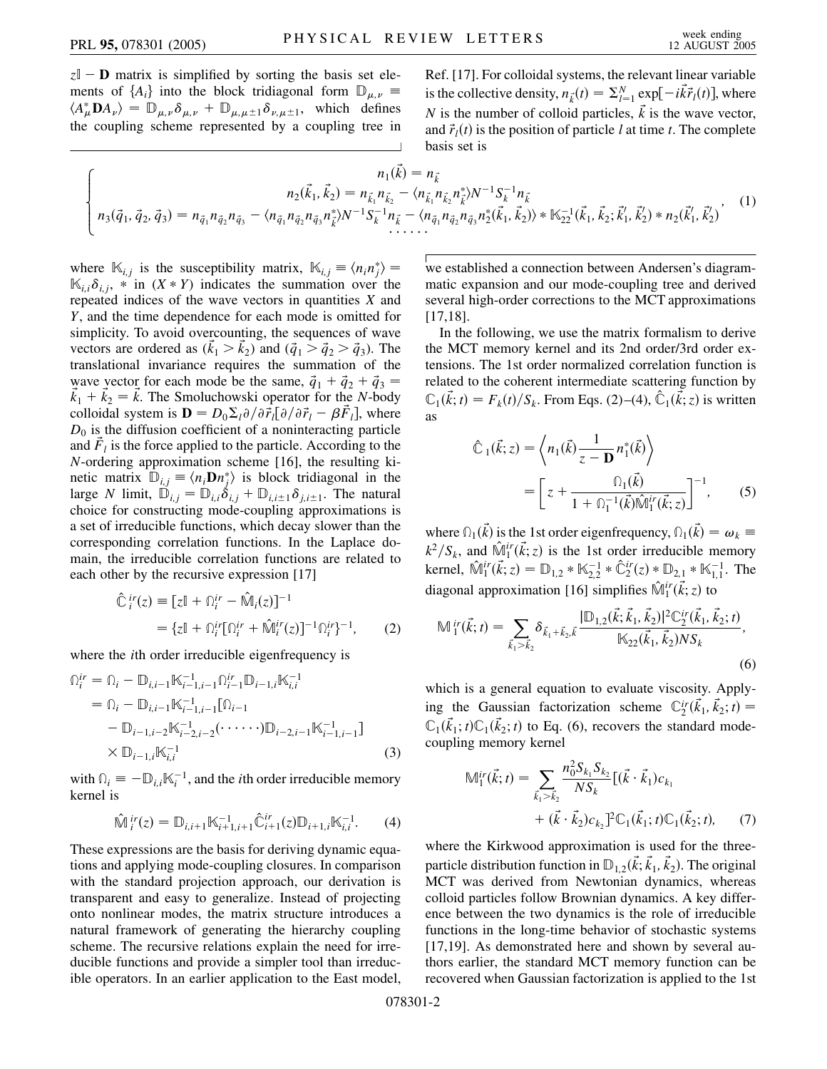$z\mathbb{I} - \mathbf{D}$ matrix is simplified by sorting the basis set elements of $\{A_i\}$ into the block tridiagonal form $\mathbb{D}_{\mu,\nu} \equiv \langle A_\mu^* \mathbf{D} A_\nu \rangle = \mathbb{D}_{\mu,\nu}\delta_{\mu,\nu} + \mathbb{D}_{\mu,\mu\pm 1}\delta_{\nu,\mu\pm 1}$, which defines the coupling scheme represented by a coupling tree in Ref. [17]. For colloidal systems, the relevant linear variable is the collective density, $n_{\vec{k}}(t) = \Sigma_{l=1}^{N} \exp[-i\vec{k}\vec{r}_l(t)]$, where $N$ is the number of colloid particles, $\vec{k}$ is the wave vector, and $\vec{r}_l(t)$ is the position of particle $l$ at time $t$. The complete basis set is

$$
\begin{cases}
n_1(\vec{k}) = n_{\vec{k}} \\
n_2(\vec{k}_1, \vec{k}_2) = n_{\vec{k}_1} n_{\vec{k}_2} - \langle n_{\vec{k}_1} n_{\vec{k}_2} n_{\vec{k}}^* \rangle N^{-1} S_k^{-1} n_{\vec{k}} \\
n_3(\vec{q}_1, \vec{q}_2, \vec{q}_3) = n_{\vec{q}_1} n_{\vec{q}_2} n_{\vec{q}_3} - \langle n_{\vec{q}_1} n_{\vec{q}_2} n_{\vec{q}_3} n_{\vec{k}}^* \rangle N^{-1} S_k^{-1} n_{\vec{k}} - \langle n_{\vec{q}_1} n_{\vec{q}_2} n_{\vec{q}_3} n_2^*(\vec{k}_1, \vec{k}_2) \rangle * \mathbb{K}_{22}^{-1}(\vec{k}_1, \vec{k}_2; \vec{k}_1', \vec{k}_2') * n_2(\vec{k}_1', \vec{k}_2') \\
\cdots\cdots
\end{cases}, \quad (1)
$$

where $\mathbb{K}_{i,j}$ is the susceptibility matrix, $\mathbb{K}_{i,j} \equiv \langle n_i n_j^* \rangle = \mathbb{K}_{i,i}\delta_{i,j}$, $*$ in $(X * Y)$ indicates the summation over the repeated indices of the wave vectors in quantities $X$ and $Y$, and the time dependence for each mode is omitted for simplicity. To avoid overcounting, the sequences of wave vectors are ordered as $(\vec{k}_1 > \vec{k}_2)$ and $(\vec{q}_1 > \vec{q}_2 > \vec{q}_3)$. The translational invariance requires the summation of the wave vector for each mode be the same, $\vec{q}_1 + \vec{q}_2 + \vec{q}_3 = \vec{k}_1 + \vec{k}_2 = \vec{k}$. The Smoluchowski operator for the $N$-body colloidal system is $\mathbf{D} = D_0 \Sigma_l \partial/\partial \vec{r}_l [\partial/\partial \vec{r}_l - \beta \vec{F}_l]$, where $D_0$ is the diffusion coefficient of a noninteracting particle and $\vec{F}_l$ is the force applied to the particle. According to the $N$-ordering approximation scheme [16], the resulting kinetic matrix $\mathbb{D}_{i,j} \equiv \langle n_i \mathbf{D} n_j^* \rangle$ is block tridiagonal in the large $N$ limit, $\mathbb{D}_{i,j} = \mathbb{D}_{i,i}\delta_{i,j} + \mathbb{D}_{i,i\pm 1}\delta_{j,i\pm 1}$. The natural choice for constructing mode-coupling approximations is a set of irreducible functions, which decay slower than the corresponding correlation functions. In the Laplace domain, the irreducible correlation functions are related to each other by the recursive expression [17]

$$
\begin{aligned}
\hat{\mathbb{C}}_i^{ir}(z) &\equiv [z\mathbb{I} + \Omega_i^{ir} - \hat{\mathbb{M}}_i(z)]^{-1} \\
&= \{z\mathbb{I} + \Omega_i^{ir}[\Omega_i^{ir} + \hat{\mathbb{M}}_i^{ir}(z)]^{-1}\Omega_i^{ir}\}^{-1},
\end{aligned} \quad (2)
$$

where the $i$th order irreducible eigenfrequency is

$$
\begin{aligned}
\Omega_i^{ir} &= \Omega_i - \mathbb{D}_{i,i-1}\mathbb{K}_{i-1,i-1}^{-1}\Omega_{i-1}^{ir}\mathbb{D}_{i-1,i}\mathbb{K}_{i,i}^{-1} \\
&= \Omega_i - \mathbb{D}_{i,i-1}\mathbb{K}_{i-1,i-1}^{-1}[\Omega_{i-1} \\
&\quad - \mathbb{D}_{i-1,i-2}\mathbb{K}_{i-2,i-2}^{-1}(\cdots\cdots)\mathbb{D}_{i-2,i-1}\mathbb{K}_{i-1,i-1}^{-1}] \\
&\quad \times \mathbb{D}_{i-1,i}\mathbb{K}_{i,i}^{-1}
\end{aligned} \quad (3)
$$

with $\Omega_i \equiv -\mathbb{D}_{i,i}\mathbb{K}_i^{-1}$, and the $i$th order irreducible memory kernel is

$$
\hat{\mathbb{M}}_i^{ir}(z) = \mathbb{D}_{i,i+1}\mathbb{K}_{i+1,i+1}^{-1}\hat{\mathbb{C}}_{i+1}^{ir}(z)\mathbb{D}_{i+1,i}\mathbb{K}_{i,i}^{-1}. \quad (4)
$$

These expressions are the basis for deriving dynamic equations and applying mode-coupling closures. In comparison with the standard projection approach, our derivation is transparent and easy to generalize. Instead of projecting onto nonlinear modes, the matrix structure introduces a natural framework of generating the hierarchy coupling scheme. The recursive relations explain the need for irreducible functions and provide a simpler tool than irreducible operators. In an earlier application to the East model, we established a connection between Andersen's diagrammatic expansion and our mode-coupling tree and derived several high-order corrections to the MCT approximations [17,18].

In the following, we use the matrix formalism to derive the MCT memory kernel and its 2nd order/3rd order extensions. The 1st order normalized correlation function is related to the coherent intermediate scattering function by $\mathbb{C}_1(\vec{k}; t) = F_k(t)/S_k$. From Eqs. (2)–(4), $\hat{\mathbb{C}}_1(\vec{k}; z)$ is written as

$$
\begin{aligned}
\hat{\mathbb{C}}_1(\vec{k}; z) &= \left\langle n_1(\vec{k}) \frac{1}{z - \mathbf{D}} n_1^*(\vec{k}) \right\rangle \\
&= \left[ z + \frac{\Omega_1(\vec{k})}{1 + \Omega_1^{-1}(\vec{k})\hat{\mathbb{M}}_1^{ir}(\vec{k}; z)} \right]^{-1},
\end{aligned} \quad (5)
$$

where $\Omega_1(\vec{k})$ is the 1st order eigenfrequency, $\Omega_1(\vec{k}) = \omega_k \equiv k^2/S_k$, and $\hat{\mathbb{M}}_1^{ir}(\vec{k}; z)$ is the 1st order irreducible memory kernel, $\hat{\mathbb{M}}_1^{ir}(\vec{k}; z) = \mathbb{D}_{1,2} * \mathbb{K}_{2,2}^{-1} * \hat{\mathbb{C}}_2^{ir}(z) * \mathbb{D}_{2,1} * \mathbb{K}_{1,1}^{-1}$. The diagonal approximation [16] simplifies $\hat{\mathbb{M}}_1^{ir}(\vec{k}; z)$ to

$$
\mathbb{M}_1^{ir}(\vec{k}; t) = \sum_{\vec{k}_1 > \vec{k}_2} \delta_{\vec{k}_1 + \vec{k}_2, \vec{k}} \frac{|\mathbb{D}_{1,2}(\vec{k}; \vec{k}_1, \vec{k}_2)|^2 \mathbb{C}_2^{ir}(\vec{k}_1, \vec{k}_2; t)}{\mathbb{K}_{22}(\vec{k}_1, \vec{k}_2) N S_k}, \quad (6)
$$

which is a general equation to evaluate viscosity. Applying the Gaussian factorization scheme $\mathbb{C}_2^{ir}(\vec{k}_1, \vec{k}_2; t) = \mathbb{C}_1(\vec{k}_1; t)\mathbb{C}_1(\vec{k}_2; t)$ to Eq. (6), recovers the standard mode-coupling memory kernel

$$
\begin{aligned}
\mathbb{M}_1^{ir}(\vec{k}; t) = \sum_{\vec{k}_1 > \vec{k}_2} \frac{n_0^2 S_{k_1} S_{k_2}}{N S_k} [(\vec{k} \cdot \vec{k}_1) c_{k_1} \\
+ (\vec{k} \cdot \vec{k}_2) c_{k_2}]^2 \mathbb{C}_1(\vec{k}_1; t)\mathbb{C}_1(\vec{k}_2; t),
\end{aligned} \quad (7)
$$

where the Kirkwood approximation is used for the three-particle distribution function in $\mathbb{D}_{1,2}(\vec{k}; \vec{k}_1, \vec{k}_2)$. The original MCT was derived from Newtonian dynamics, whereas colloid particles follow Brownian dynamics. A key difference between the two dynamics is the role of irreducible functions in the long-time behavior of stochastic systems [17,19]. As demonstrated here and shown by several authors earlier, the standard MCT memory function can be recovered when Gaussian factorization is applied to the 1st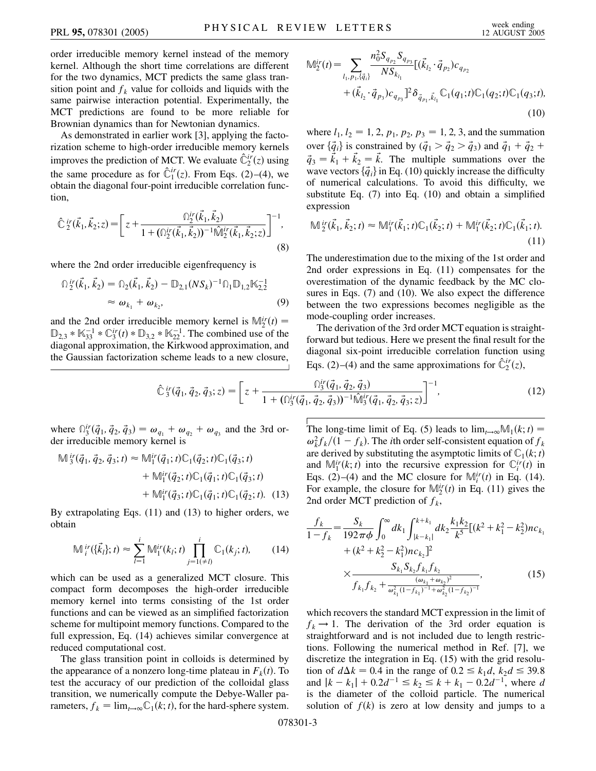order irreducible memory kernel instead of the memory kernel. Although the short time correlations are different for the two dynamics, MCT predicts the same glass transition point and $f_k$ value for colloids and liquids with the same pairwise interaction potential. Experimentally, the MCT predictions are found to be more reliable for Brownian dynamics than for Newtonian dynamics.

As demonstrated in earlier work [3], applying the factorization scheme to high-order irreducible memory kernels improves the prediction of MCT. We evaluate $\hat{\mathbb{C}}_2^{ir}(z)$ using the same procedure as for $\hat{\mathbb{C}}_1^{ir}(z)$. From Eqs. (2)–(4), we obtain the diagonal four-point irreducible correlation function,

$$\hat{\mathbb{C}}_2^{ir}(\vec{k}_1, \vec{k}_2; z) = \left[ z + \frac{\Omega_2^{ir}(\vec{k}_1, \vec{k}_2)}{1 + (\Omega_2^{ir}(\vec{k}_1, \vec{k}_2))^{-1} \hat{\mathbb{M}}_2^{ir}(\vec{k}_1, \vec{k}_2; z)} \right]^{-1}, \tag{8}$$

where the 2nd order irreducible eigenfrequency is

$$\Omega_2^{ir}(\vec{k}_1, \vec{k}_2) = \Omega_2(\vec{k}_1, \vec{k}_2) - \mathbb{D}_{2,1}(NS_k)^{-1}\Omega_1 \mathbb{D}_{1,2}\mathbb{K}_{2,2}^{-1} \approx \omega_{k_1} + \omega_{k_2}, \tag{9}$$

and the 2nd order irreducible memory kernel is $\mathbb{M}_2^{ir}(t) = \mathbb{D}_{2,3} * \mathbb{K}_{33}^{-1} * \mathbb{C}_3^{ir}(t) * \mathbb{D}_{3,2} * \mathbb{K}_{22}^{-1}$. The combined use of the diagonal approximation, the Kirkwood approximation, and the Gaussian factorization scheme leads to a new closure,

$$\mathbb{M}_2^{ir}(t) = \sum_{l_1, p_1, \{\vec{q}_i\}} \frac{n_0^2 S_{q_{p_2}} S_{q_{p_3}}}{NS_{k_{l_1}}} [(\vec{k}_{l_2} \cdot \vec{q}_{p_2}) c_{q_{p_2}} + (\vec{k}_{l_2} \cdot \vec{q}_{p_3}) c_{q_{p_3}}]^2 \delta_{\vec{q}_{p_1}, \vec{k}_{l_1}} \mathbb{C}_1(q_1; t)\mathbb{C}_1(q_2; t)\mathbb{C}_1(q_3; t), \tag{10}$$

where $l_1, l_2 = 1, 2$, $p_1, p_2, p_3 = 1, 2, 3$, and the summation over $\{\vec{q}_i\}$ is constrained by $(\vec{q}_1 > \vec{q}_2 > \vec{q}_3)$ and $\vec{q}_1 + \vec{q}_2 + \vec{q}_3 = \vec{k}_1 + \vec{k}_2 = \vec{k}$. The multiple summations over the wave vectors $\{\vec{q}_i\}$ in Eq. (10) quickly increase the difficulty of numerical calculations. To avoid this difficulty, we substitute Eq. (7) into Eq. (10) and obtain a simplified expression

$$\mathbb{M}_2^{ir}(\vec{k}_1, \vec{k}_2; t) \approx \mathbb{M}_1^{ir}(\vec{k}_1; t)\mathbb{C}_1(\vec{k}_2; t) + \mathbb{M}_1^{ir}(\vec{k}_2; t)\mathbb{C}_1(\vec{k}_1; t). \tag{11}$$

The underestimation due to the mixing of the 1st order and 2nd order expressions in Eq. (11) compensates for the overestimation of the dynamic feedback by the MC closures in Eqs. (7) and (10). We also expect the difference between the two expressions becomes negligible as the mode-coupling order increases.

The derivation of the 3rd order MCT equation is straightforward but tedious. Here we present the final result for the diagonal six-point irreducible correlation function using Eqs. (2)–(4) and the same approximations for $\hat{\mathbb{C}}_2^{ir}(z)$,

$$\hat{\mathbb{C}}_3^{ir}(\vec{q}_1, \vec{q}_2, \vec{q}_3; z) = \left[ z + \frac{\Omega_3^{ir}(\vec{q}_1, \vec{q}_2, \vec{q}_3)}{1 + (\Omega_3^{ir}(\vec{q}_1, \vec{q}_2, \vec{q}_3))^{-1} \hat{\mathbb{M}}_3^{ir}(\vec{q}_1, \vec{q}_2, \vec{q}_3; z)} \right]^{-1}, \tag{12}$$

where $\Omega_3^{ir}(\vec{q}_1, \vec{q}_2, \vec{q}_3) = \omega_{q_1} + \omega_{q_2} + \omega_{q_3}$ and the 3rd order irreducible memory kernel is

$$\begin{aligned}\mathbb{M}_3^{ir}(\vec{q}_1, \vec{q}_2, \vec{q}_3; t) \approx\; & \mathbb{M}_1^{ir}(\vec{q}_1; t)\mathbb{C}_1(\vec{q}_2; t)\mathbb{C}_1(\vec{q}_3; t) \\ & + \mathbb{M}_1^{ir}(\vec{q}_2; t)\mathbb{C}_1(\vec{q}_1; t)\mathbb{C}_1(\vec{q}_3; t) \\ & + \mathbb{M}_1^{ir}(\vec{q}_3; t)\mathbb{C}_1(\vec{q}_1; t)\mathbb{C}_1(\vec{q}_2; t).\end{aligned} \tag{13}$$

By extrapolating Eqs. (11) and (13) to higher orders, we obtain

$$\mathbb{M}_i^{ir}(\{\vec{k}_l\}; t) \approx \sum_{l=1}^{i} \mathbb{M}_1^{ir}(k_l; t) \prod_{j=1(\neq l)}^{i} \mathbb{C}_1(k_j; t), \tag{14}$$

which can be used as a generalized MCT closure. This compact form decomposes the high-order irreducible memory kernel into terms consisting of the 1st order functions and can be viewed as an simplified factorization scheme for multipoint memory functions. Compared to the full expression, Eq. (14) achieves similar convergence at reduced computational cost.

The glass transition point in colloids is determined by the appearance of a nonzero long-time plateau in $F_k(t)$. To test the accuracy of our prediction of the colloidal glass transition, we numerically compute the Debye-Waller parameters, $f_k = \lim_{t\to\infty}\mathbb{C}_1(k; t)$, for the hard-sphere system. The long-time limit of Eq. (5) leads to $\lim_{t\to\infty}\mathbb{M}_1(k; t) = \omega_k^2 f_k/(1 - f_k)$. The $i$th order self-consistent equation of $f_k$ are derived by substituting the asymptotic limits of $\mathbb{C}_1(k; t)$ and $\mathbb{M}_1^{ir}(k; t)$ into the recursive expression for $\mathbb{C}_i^{ir}(t)$ in Eqs. (2)–(4) and the MC closure for $\mathbb{M}_i^{ir}(t)$ in Eq. (14). For example, the closure for $\mathbb{M}_2^{ir}(t)$ in Eq. (11) gives the 2nd order MCT prediction of $f_k$,

$$\frac{f_k}{1 - f_k} = \frac{S_k}{192\pi\phi} \int_0^\infty dk_1 \int_{|k-k_1|}^{k+k_1} dk_2 \frac{k_1 k_2}{k^5} [(k^2 + k_1^2 - k_2^2) n c_{k_1} + (k^2 + k_2^2 - k_1^2) n c_{k_2}]^2 \times \frac{S_{k_1} S_{k_2} f_{k_1} f_{k_2}}{f_{k_1} f_{k_2} + \frac{(\omega_{k_1} + \omega_{k_2})^2}{\omega_{k_1}^2 (1 - f_{k_1})^{-1} + \omega_{k_2}^2 (1 - f_{k_2})^{-1}}}, \tag{15}$$

which recovers the standard MCT expression in the limit of $f_k \to 1$. The derivation of the 3rd order equation is straightforward and is not included due to length restrictions. Following the numerical method in Ref. [7], we discretize the integration in Eq. (15) with the grid resolution of $d\Delta k = 0.4$ in the range of $0.2 \leq k_1 d, k_2 d \leq 39.8$ and $|k - k_1| + 0.2d^{-1} \leq k_2 \leq k + k_1 - 0.2d^{-1}$, where $d$ is the diameter of the colloid particle. The numerical solution of $f(k)$ is zero at low density and jumps to a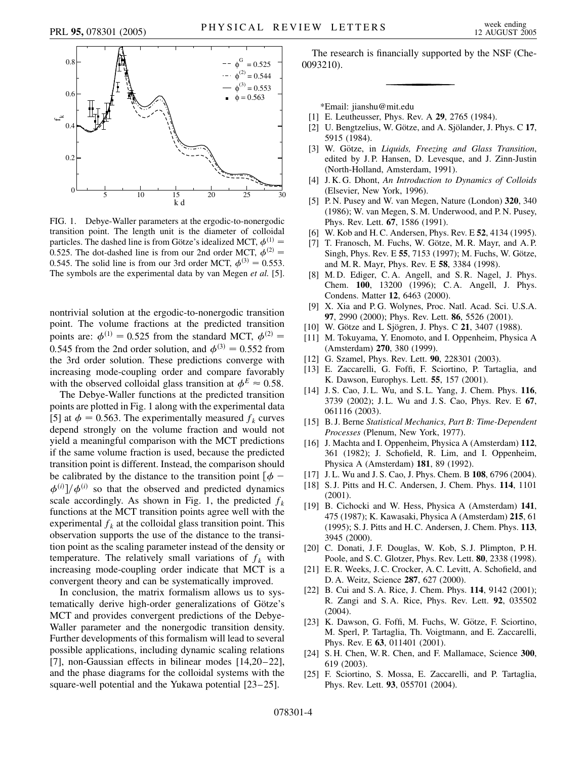$f_k$

0.8

0.6

0.4

0.2

0

5 10 15 20 25 30

k d

$\phi^G = 0.525$

$\phi^{(2)} = 0.544$

$\phi^{(3)} = 0.553$

$\phi = 0.563$

FIG. 1. Debye-Waller parameters at the ergodic-to-nonergodic transition point. The length unit is the diameter of colloidal particles. The dashed line is from Götze's idealized MCT, $\phi^{(1)} = 0.525$. The dot-dashed line is from our 2nd order MCT, $\phi^{(2)} = 0.545$. The solid line is from our 3rd order MCT, $\phi^{(3)} = 0.553$. The symbols are the experimental data by van Megen *et al.* [5].

nontrivial solution at the ergodic-to-nonergodic transition point. The volume fractions at the predicted transition points are: $\phi^{(1)} = 0.525$ from the standard MCT, $\phi^{(2)} = 0.545$ from the 2nd order solution, and $\phi^{(3)} = 0.552$ from the 3rd order solution. These predictions converge with increasing mode-coupling order and compare favorably with the observed colloidal glass transition at $\phi^E \approx 0.58$.

The Debye-Waller functions at the predicted transition points are plotted in Fig. 1 along with the experimental data [5] at $\phi = 0.563$. The experimentally measured $f_k$ curves depend strongly on the volume fraction and would not yield a meaningful comparison with the MCT predictions if the same volume fraction is used, because the predicted transition point is different. Instead, the comparison should be calibrated by the distance to the transition point $[\phi - \phi^{(i)}]/\phi^{(i)}$ so that the observed and predicted dynamics scale accordingly. As shown in Fig. 1, the predicted $f_k$ functions at the MCT transition points agree well with the experimental $f_k$ at the colloidal glass transition point. This observation supports the use of the distance to the transition point as the scaling parameter instead of the density or temperature. The relatively small variations of $f_k$ with increasing mode-coupling order indicate that MCT is a convergent theory and can be systematically improved.

In conclusion, the matrix formalism allows us to systematically derive high-order generalizations of Götze's MCT and provides convergent predictions of the Debye-Waller parameter and the nonergodic transition density. Further developments of this formalism will lead to several possible applications, including dynamic scaling relations [7], non-Gaussian effects in bilinear modes [14,20–22], and the phase diagrams for the colloidal systems with the square-well potential and the Yukawa potential [23–25].

The research is financially supported by the NSF (Che-0093210).

*Email: jianshu@mit.edu

[1] E. Leutheusser, Phys. Rev. A **29**, 2765 (1984).

[2] U. Bengtzelius, W. Götze, and A. Sjölander, J. Phys. C **17**, 5915 (1984).

[3] W. Götze, in *Liquids, Freezing and Glass Transition*, edited by J. P. Hansen, D. Levesque, and J. Zinn-Justin (North-Holland, Amsterdam, 1991).

[4] J. K. G. Dhont, *An Introduction to Dynamics of Colloids* (Elsevier, New York, 1996).

[5] P. N. Pusey and W. van Megen, Nature (London) **320**, 340 (1986); W. van Megen, S. M. Underwood, and P. N. Pusey, Phys. Rev. Lett. **67**, 1586 (1991).

[6] W. Kob and H. C. Andersen, Phys. Rev. E **52**, 4134 (1995).

[7] T. Franosch, M. Fuchs, W. Götze, M. R. Mayr, and A. P. Singh, Phys. Rev. E **55**, 7153 (1997); M. Fuchs, W. Götze, and M. R. Mayr, Phys. Rev. E **58**, 3384 (1998).

[8] M. D. Ediger, C. A. Angell, and S. R. Nagel, J. Phys. Chem. **100**, 13200 (1996); C. A. Angell, J. Phys. Condens. Matter **12**, 6463 (2000).

[9] X. Xia and P. G. Wolynes, Proc. Natl. Acad. Sci. U.S.A. **97**, 2990 (2000); Phys. Rev. Lett. **86**, 5526 (2001).

[10] W. Götze and L Sjögren, J. Phys. C **21**, 3407 (1988).

[11] M. Tokuyama, Y. Enomoto, and I. Oppenheim, Physica A (Amsterdam) **270**, 380 (1999).

[12] G. Szamel, Phys. Rev. Lett. **90**, 228301 (2003).

[13] E. Zaccarelli, G. Foffi, F. Sciortino, P. Tartaglia, and K. Dawson, Europhys. Lett. **55**, 157 (2001).

[14] J. S. Cao, J. L. Wu, and S. L. Yang, J. Chem. Phys. **116**, 3739 (2002); J. L. Wu and J. S. Cao, Phys. Rev. E **67**, 061116 (2003).

[15] B. J. Berne *Statistical Mechanics, Part B: Time-Dependent Processes* (Plenum, New York, 1977).

[16] J. Machta and I. Oppenheim, Physica A (Amsterdam) **112**, 361 (1982); J. Schofield, R. Lim, and I. Oppenheim, Physica A (Amsterdam) **181**, 89 (1992).

[17] J. L. Wu and J. S. Cao, J. Phys. Chem. B **108**, 6796 (2004).

[18] S. J. Pitts and H. C. Andersen, J. Chem. Phys. **114**, 1101 (2001).

[19] B. Cichocki and W. Hess, Physica A (Amsterdam) **141**, 475 (1987); K. Kawasaki, Physica A (Amsterdam) **215**, 61 (1995); S. J. Pitts and H. C. Andersen, J. Chem. Phys. **113**, 3945 (2000).

[20] C. Donati, J. F. Douglas, W. Kob, S. J. Plimpton, P. H. Poole, and S. C. Glotzer, Phys. Rev. Lett. **80**, 2338 (1998).

[21] E. R. Weeks, J. C. Crocker, A. C. Levitt, A. Schofield, and D. A. Weitz, Science **287**, 627 (2000).

[22] B. Cui and S. A. Rice, J. Chem. Phys. **114**, 9142 (2001); R. Zangi and S. A. Rice, Phys. Rev. Lett. **92**, 035502 (2004).

[23] K. Dawson, G. Foffi, M. Fuchs, W. Götze, F. Sciortino, M. Sperl, P. Tartaglia, Th. Voigtmann, and E. Zaccarelli, Phys. Rev. E **63**, 011401 (2001).

[24] S. H. Chen, W. R. Chen, and F. Mallamace, Science **300**, 619 (2003).

[25] F. Sciortino, S. Mossa, E. Zaccarelli, and P. Tartaglia, Phys. Rev. Lett. **93**, 055701 (2004).